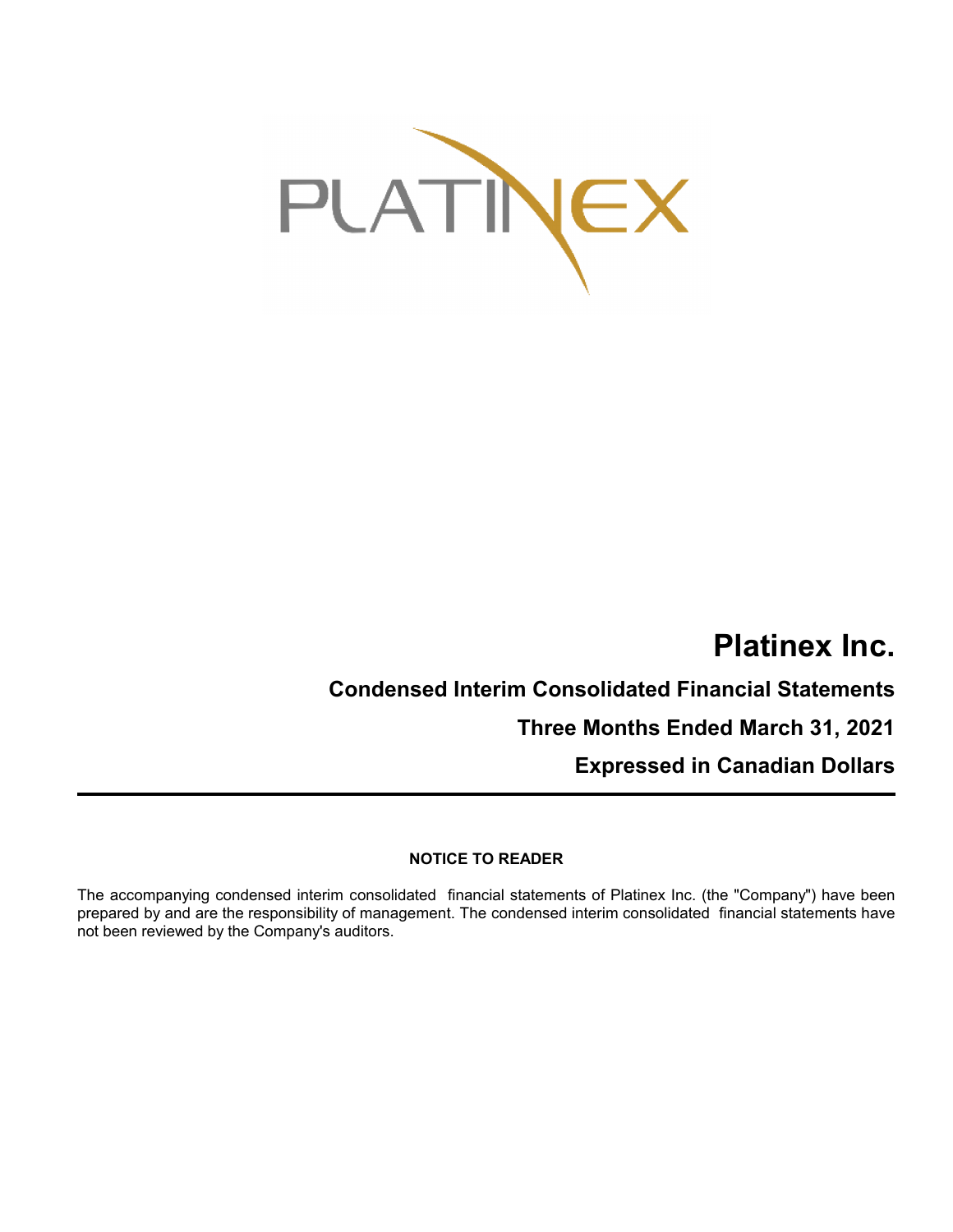PLATINEX

# Platinex Inc.

## Condensed Interim Consolidated Financial Statements

## Three Months Ended March 31, 2021

## Expressed in Canadian Dollars

---

**NOTICE TO READER**

The accompanying condensed interim consolidated financial statements of Platinex Inc. (the "Company") have been prepared by and are the responsibility of management. The condensed interim consolidated financial statements have not been reviewed by the Company's auditors.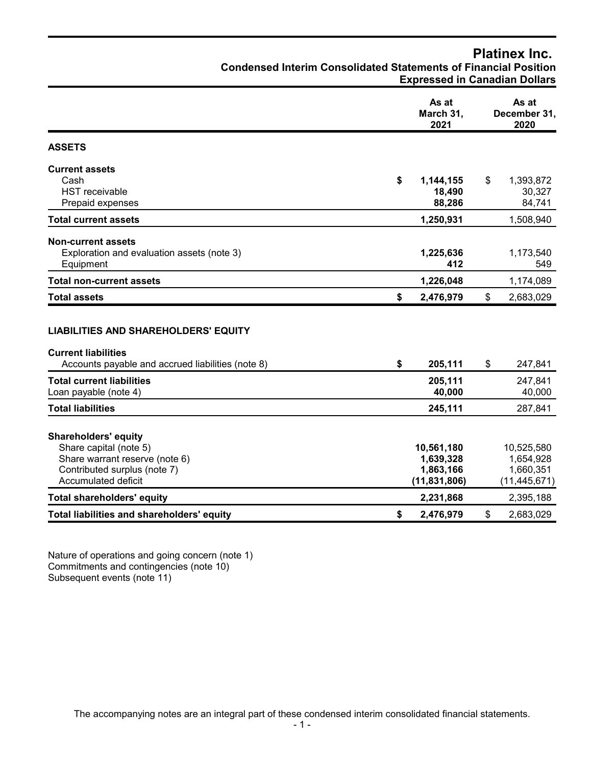# Platinex Inc.

## Condensed Interim Consolidated Statements of Financial Position

### Expressed in Canadian Dollars

| | As at March 31, 2021 | As at December 31, 2020 |
|---|---|---|
| **ASSETS** | | |
| **Current assets** | | |
| Cash | **$ 1,144,155** | $ 1,393,872 |
| HST receivable | **18,490** | 30,327 |
| Prepaid expenses | **88,286** | 84,741 |
| **Total current assets** | **1,250,931** | 1,508,940 |
| **Non-current assets** | | |
| Exploration and evaluation assets (note 3) | **1,225,636** | 1,173,540 |
| Equipment | **412** | 549 |
| **Total non-current assets** | **1,226,048** | 1,174,089 |
| **Total assets** | **$ 2,476,979** | $ 2,683,029 |
| **LIABILITIES AND SHAREHOLDERS' EQUITY** | | |
| **Current liabilities** | | |
| Accounts payable and accrued liabilities (note 8) | **$ 205,111** | $ 247,841 |
| **Total current liabilities** | **205,111** | 247,841 |
| Loan payable (note 4) | **40,000** | 40,000 |
| **Total liabilities** | **245,111** | 287,841 |
| **Shareholders' equity** | | |
| Share capital (note 5) | **10,561,180** | 10,525,580 |
| Share warrant reserve (note 6) | **1,639,328** | 1,654,928 |
| Contributed surplus (note 7) | **1,863,166** | 1,660,351 |
| Accumulated deficit | **(11,831,806)** | (11,445,671) |
| **Total shareholders' equity** | **2,231,868** | 2,395,188 |
| **Total liabilities and shareholders' equity** | **$ 2,476,979** | $ 2,683,029 |

Nature of operations and going concern (note 1)
Commitments and contingencies (note 10)
Subsequent events (note 11)

The accompanying notes are an integral part of these condensed interim consolidated financial statements.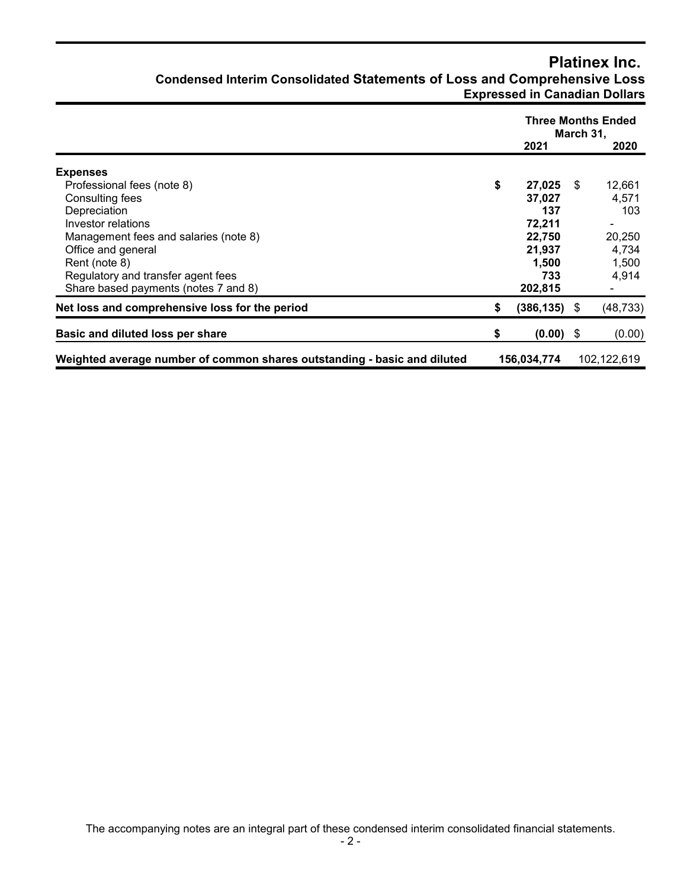# Platinex Inc.

## Condensed Interim Consolidated Statements of Loss and Comprehensive Loss

### Expressed in Canadian Dollars

| | Three Months Ended March 31, 2021 | 2020 |
|---|---|---|
| **Expenses** | | |
| Professional fees (note 8) | **$ 27,025** | $ 12,661 |
| Consulting fees | **37,027** | 4,571 |
| Depreciation | **137** | 103 |
| Investor relations | **72,211** | - |
| Management fees and salaries (note 8) | **22,750** | 20,250 |
| Office and general | **21,937** | 4,734 |
| Rent (note 8) | **1,500** | 1,500 |
| Regulatory and transfer agent fees | **733** | 4,914 |
| Share based payments (notes 7 and 8) | **202,815** | - |
| **Net loss and comprehensive loss for the period** | **$ (386,135)** | $ (48,733) |
| **Basic and diluted loss per share** | **$ (0.00)** | $ (0.00) |
| **Weighted average number of common shares outstanding - basic and diluted** | **156,034,774** | 102,122,619 |

The accompanying notes are an integral part of these condensed interim consolidated financial statements.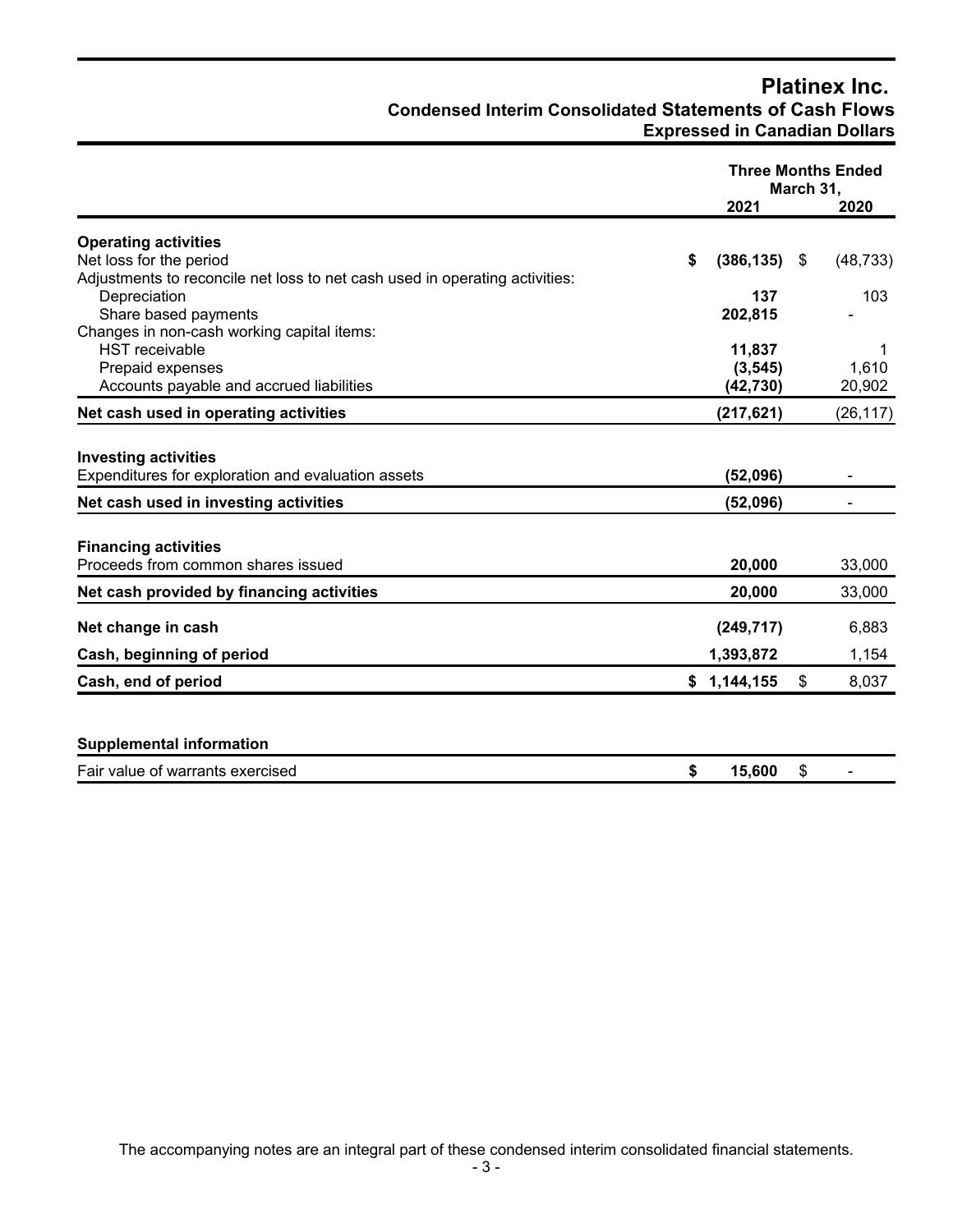# Platinex Inc.

## Condensed Interim Consolidated Statements of Cash Flows

### Expressed in Canadian Dollars

| | Three Months Ended March 31, 2021 | Three Months Ended March 31, 2020 |
|---|---|---|
| **Operating activities** | | |
| Net loss for the period | **$ (386,135)** | $ (48,733) |
| Adjustments to reconcile net loss to net cash used in operating activities: | | |
| Depreciation | **137** | 103 |
| Share based payments | **202,815** | - |
| Changes in non-cash working capital items: | | |
| HST receivable | **11,837** | 1 |
| Prepaid expenses | **(3,545)** | 1,610 |
| Accounts payable and accrued liabilities | **(42,730)** | 20,902 |
| **Net cash used in operating activities** | **(217,621)** | (26,117) |
| **Investing activities** | | |
| Expenditures for exploration and evaluation assets | **(52,096)** | - |
| **Net cash used in investing activities** | **(52,096)** | - |
| **Financing activities** | | |
| Proceeds from common shares issued | **20,000** | 33,000 |
| **Net cash provided by financing activities** | **20,000** | 33,000 |
| **Net change in cash** | **(249,717)** | 6,883 |
| **Cash, beginning of period** | **1,393,872** | 1,154 |
| **Cash, end of period** | **$ 1,144,155** | $ 8,037 |

| **Supplemental information** | | |
|---|---|---|
| Fair value of warrants exercised | **$ 15,600** | $ - |

The accompanying notes are an integral part of these condensed interim consolidated financial statements.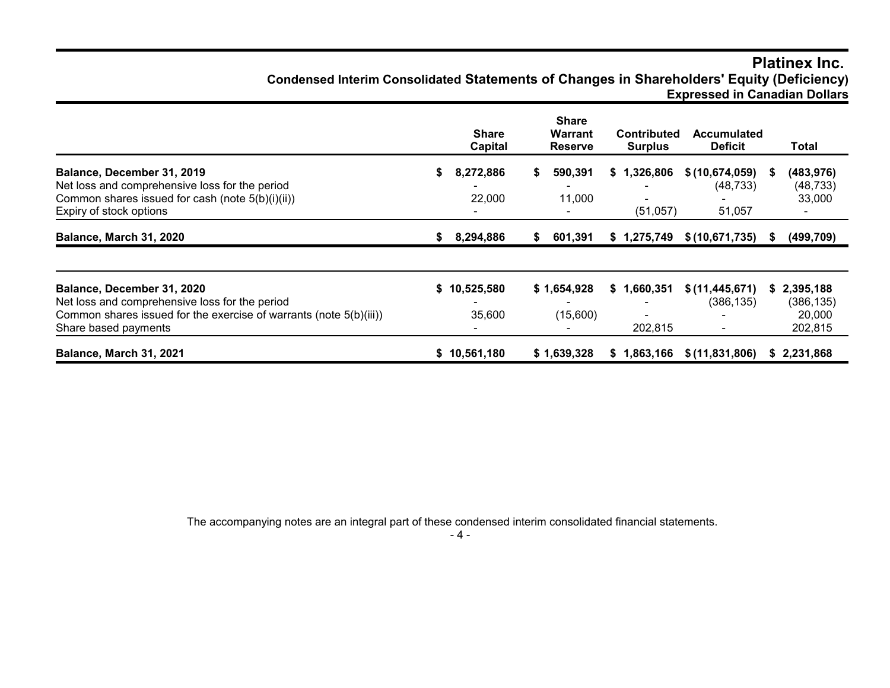# Platinex Inc.

## Condensed Interim Consolidated Statements of Changes in Shareholders' Equity (Deficiency)

### Expressed in Canadian Dollars

| | Share Capital | Share Warrant Reserve | Contributed Surplus | Accumulated Deficit | Total |
|---|---|---|---|---|---|
| **Balance, December 31, 2019** | **$ 8,272,886** | **$ 590,391** | **$ 1,326,806** | **$ (10,674,059)** | **$ (483,976)** |
| Net loss and comprehensive loss for the period | - | - | - | (48,733) | (48,733) |
| Common shares issued for cash (note 5(b)(i)(ii)) | 22,000 | 11,000 | - | - | 33,000 |
| Expiry of stock options | - | - | (51,057) | 51,057 | - |
| **Balance, March 31, 2020** | **$ 8,294,886** | **$ 601,391** | **$ 1,275,749** | **$ (10,671,735)** | **$ (499,709)** |
| | | | | | |
| **Balance, December 31, 2020** | **$ 10,525,580** | **$ 1,654,928** | **$ 1,660,351** | **$ (11,445,671)** | **$ 2,395,188** |
| Net loss and comprehensive loss for the period | - | - | - | (386,135) | (386,135) |
| Common shares issued for the exercise of warrants (note 5(b)(iii)) | 35,600 | (15,600) | - | - | 20,000 |
| Share based payments | - | - | 202,815 | - | 202,815 |
| **Balance, March 31, 2021** | **$ 10,561,180** | **$ 1,639,328** | **$ 1,863,166** | **$ (11,831,806)** | **$ 2,231,868** |

The accompanying notes are an integral part of these condensed interim consolidated financial statements.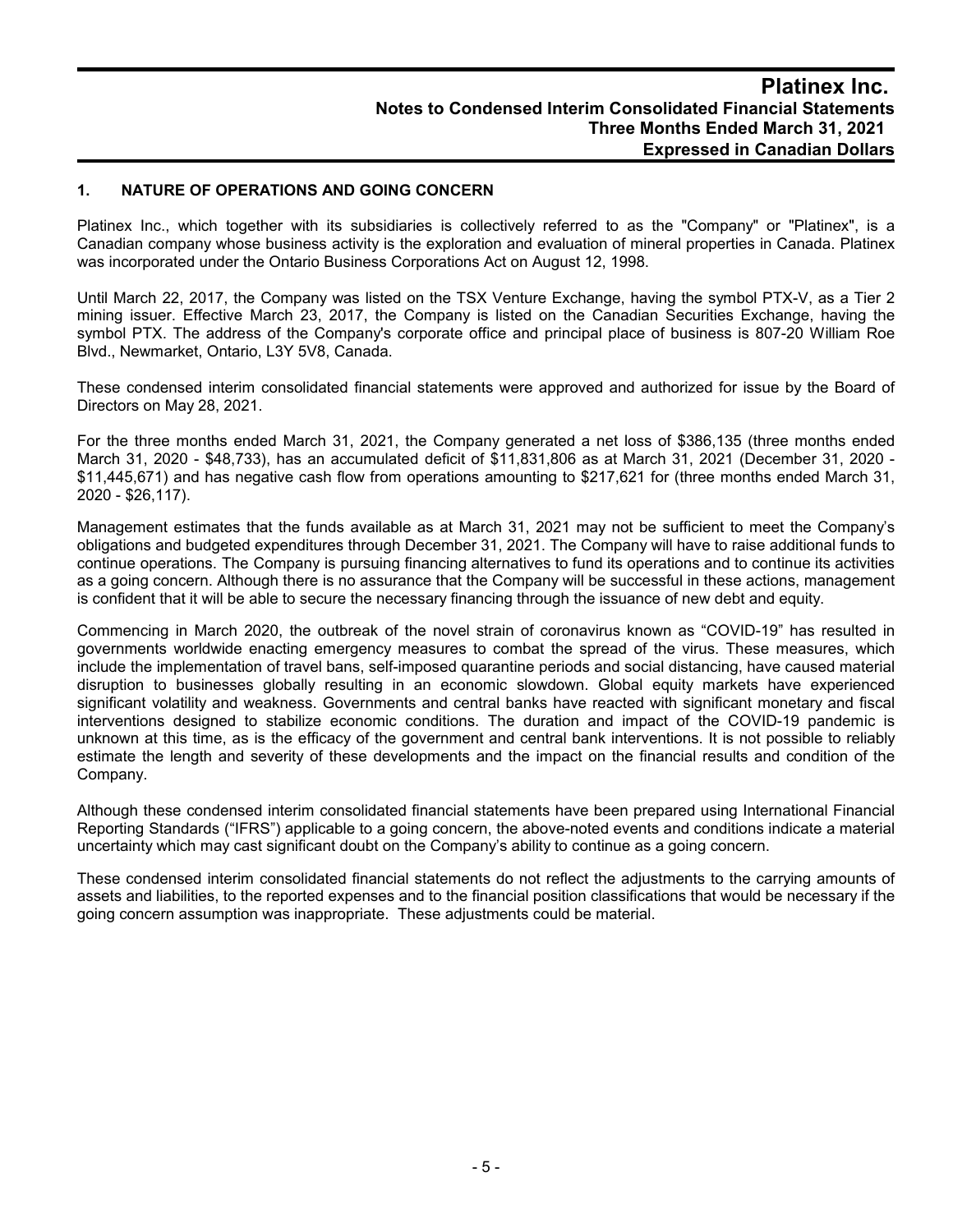## 1. NATURE OF OPERATIONS AND GOING CONCERN

Platinex Inc., which together with its subsidiaries is collectively referred to as the "Company" or "Platinex", is a Canadian company whose business activity is the exploration and evaluation of mineral properties in Canada. Platinex was incorporated under the Ontario Business Corporations Act on August 12, 1998.

Until March 22, 2017, the Company was listed on the TSX Venture Exchange, having the symbol PTX-V, as a Tier 2 mining issuer. Effective March 23, 2017, the Company is listed on the Canadian Securities Exchange, having the symbol PTX. The address of the Company's corporate office and principal place of business is 807-20 William Roe Blvd., Newmarket, Ontario, L3Y 5V8, Canada.

These condensed interim consolidated financial statements were approved and authorized for issue by the Board of Directors on May 28, 2021.

For the three months ended March 31, 2021, the Company generated a net loss of $386,135 (three months ended March 31, 2020 - $48,733), has an accumulated deficit of $11,831,806 as at March 31, 2021 (December 31, 2020 - $11,445,671) and has negative cash flow from operations amounting to $217,621 for (three months ended March 31, 2020 - $26,117).

Management estimates that the funds available as at March 31, 2021 may not be sufficient to meet the Company's obligations and budgeted expenditures through December 31, 2021. The Company will have to raise additional funds to continue operations. The Company is pursuing financing alternatives to fund its operations and to continue its activities as a going concern. Although there is no assurance that the Company will be successful in these actions, management is confident that it will be able to secure the necessary financing through the issuance of new debt and equity.

Commencing in March 2020, the outbreak of the novel strain of coronavirus known as "COVID-19" has resulted in governments worldwide enacting emergency measures to combat the spread of the virus. These measures, which include the implementation of travel bans, self-imposed quarantine periods and social distancing, have caused material disruption to businesses globally resulting in an economic slowdown. Global equity markets have experienced significant volatility and weakness. Governments and central banks have reacted with significant monetary and fiscal interventions designed to stabilize economic conditions. The duration and impact of the COVID-19 pandemic is unknown at this time, as is the efficacy of the government and central bank interventions. It is not possible to reliably estimate the length and severity of these developments and the impact on the financial results and condition of the Company.

Although these condensed interim consolidated financial statements have been prepared using International Financial Reporting Standards ("IFRS") applicable to a going concern, the above-noted events and conditions indicate a material uncertainty which may cast significant doubt on the Company's ability to continue as a going concern.

These condensed interim consolidated financial statements do not reflect the adjustments to the carrying amounts of assets and liabilities, to the reported expenses and to the financial position classifications that would be necessary if the going concern assumption was inappropriate. These adjustments could be material.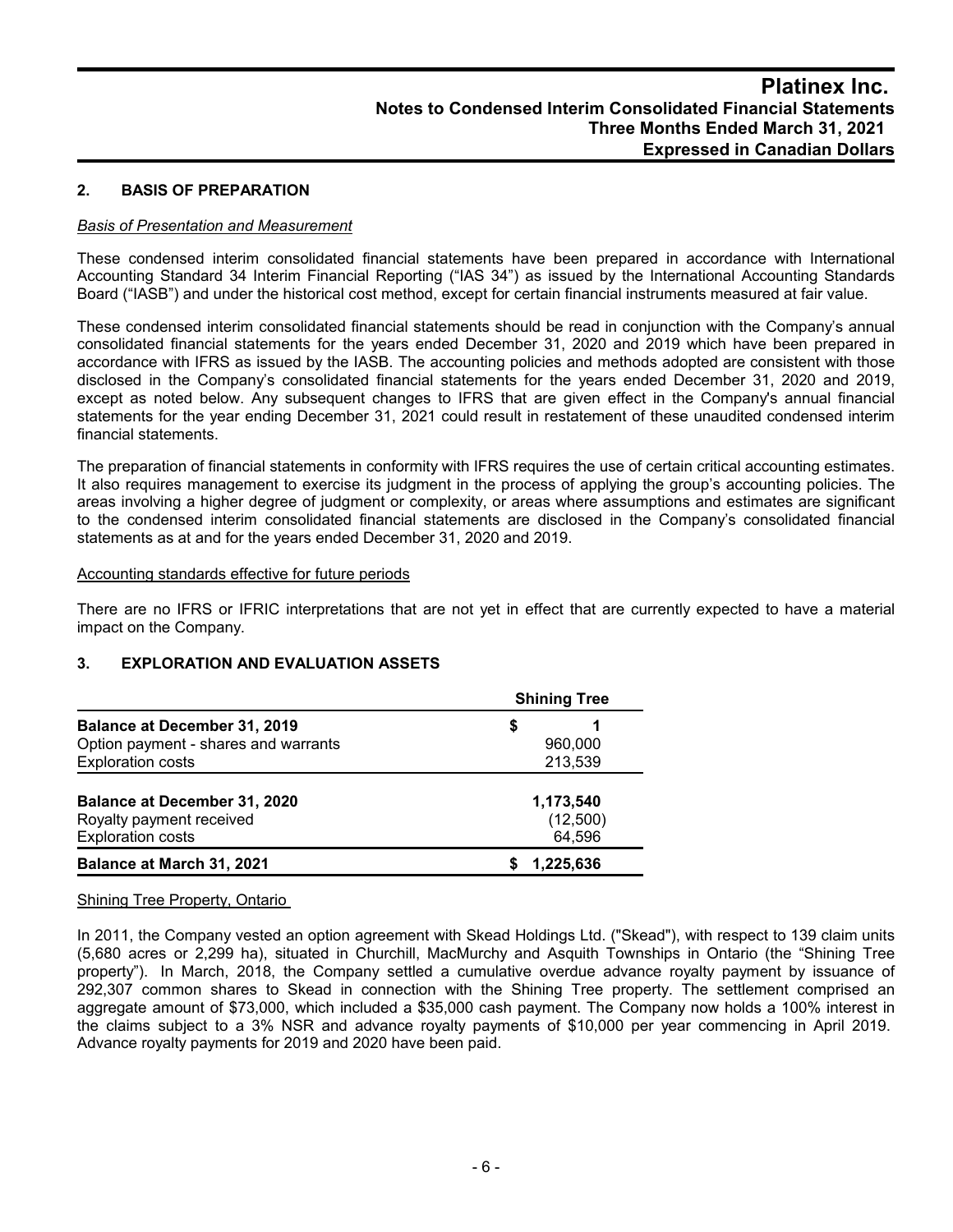## 2. BASIS OF PREPARATION

*Basis of Presentation and Measurement*

These condensed interim consolidated financial statements have been prepared in accordance with International Accounting Standard 34 Interim Financial Reporting ("IAS 34") as issued by the International Accounting Standards Board ("IASB") and under the historical cost method, except for certain financial instruments measured at fair value.

These condensed interim consolidated financial statements should be read in conjunction with the Company's annual consolidated financial statements for the years ended December 31, 2020 and 2019 which have been prepared in accordance with IFRS as issued by the IASB. The accounting policies and methods adopted are consistent with those disclosed in the Company's consolidated financial statements for the years ended December 31, 2020 and 2019, except as noted below. Any subsequent changes to IFRS that are given effect in the Company's annual financial statements for the year ending December 31, 2021 could result in restatement of these unaudited condensed interim financial statements.

The preparation of financial statements in conformity with IFRS requires the use of certain critical accounting estimates. It also requires management to exercise its judgment in the process of applying the group's accounting policies. The areas involving a higher degree of judgment or complexity, or areas where assumptions and estimates are significant to the condensed interim consolidated financial statements are disclosed in the Company's consolidated financial statements as at and for the years ended December 31, 2020 and 2019.

Accounting standards effective for future periods

There are no IFRS or IFRIC interpretations that are not yet in effect that are currently expected to have a material impact on the Company.

## 3. EXPLORATION AND EVALUATION ASSETS

| | Shining Tree |
|---|---|
| **Balance at December 31, 2019** | $ 1 |
| Option payment - shares and warrants | 960,000 |
| Exploration costs | 213,539 |
| **Balance at December 31, 2020** | **1,173,540** |
| Royalty payment received | (12,500) |
| Exploration costs | 64,596 |
| **Balance at March 31, 2021** | **$ 1,225,636** |

Shining Tree Property, Ontario

In 2011, the Company vested an option agreement with Skead Holdings Ltd. ("Skead"), with respect to 139 claim units (5,680 acres or 2,299 ha), situated in Churchill, MacMurchy and Asquith Townships in Ontario (the "Shining Tree property"). In March, 2018, the Company settled a cumulative overdue advance royalty payment by issuance of 292,307 common shares to Skead in connection with the Shining Tree property. The settlement comprised an aggregate amount of $73,000, which included a $35,000 cash payment. The Company now holds a 100% interest in the claims subject to a 3% NSR and advance royalty payments of $10,000 per year commencing in April 2019. Advance royalty payments for 2019 and 2020 have been paid.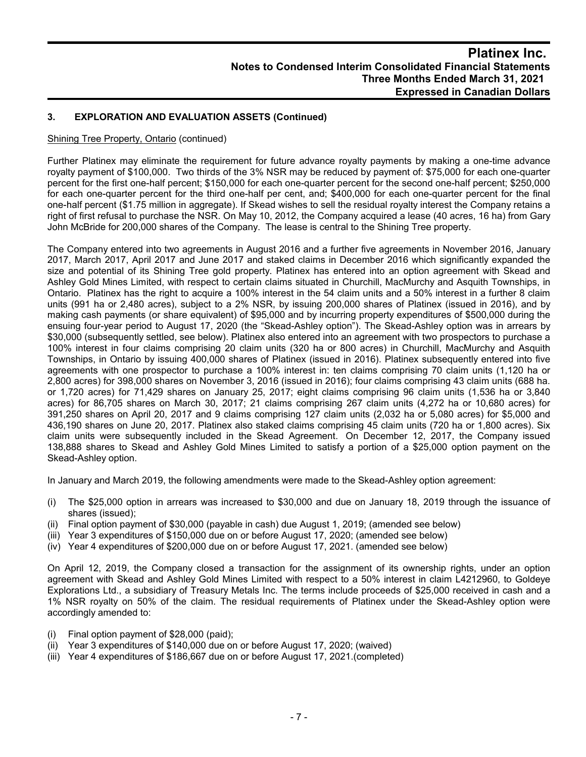### 3. EXPLORATION AND EVALUATION ASSETS (Continued)

Shining Tree Property, Ontario (continued)

Further Platinex may eliminate the requirement for future advance royalty payments by making a one-time advance royalty payment of $100,000. Two thirds of the 3% NSR may be reduced by payment of: $75,000 for each one-quarter percent for the first one-half percent; $150,000 for each one-quarter percent for the second one-half percent; $250,000 for each one-quarter percent for the third one-half per cent, and; $400,000 for each one-quarter percent for the final one-half percent ($1.75 million in aggregate). If Skead wishes to sell the residual royalty interest the Company retains a right of first refusal to purchase the NSR. On May 10, 2012, the Company acquired a lease (40 acres, 16 ha) from Gary John McBride for 200,000 shares of the Company. The lease is central to the Shining Tree property.

The Company entered into two agreements in August 2016 and a further five agreements in November 2016, January 2017, March 2017, April 2017 and June 2017 and staked claims in December 2016 which significantly expanded the size and potential of its Shining Tree gold property. Platinex has entered into an option agreement with Skead and Ashley Gold Mines Limited, with respect to certain claims situated in Churchill, MacMurchy and Asquith Townships, in Ontario. Platinex has the right to acquire a 100% interest in the 54 claim units and a 50% interest in a further 8 claim units (991 ha or 2,480 acres), subject to a 2% NSR, by issuing 200,000 shares of Platinex (issued in 2016), and by making cash payments (or share equivalent) of $95,000 and by incurring property expenditures of $500,000 during the ensuing four-year period to August 17, 2020 (the "Skead-Ashley option"). The Skead-Ashley option was in arrears by $30,000 (subsequently settled, see below). Platinex also entered into an agreement with two prospectors to purchase a 100% interest in four claims comprising 20 claim units (320 ha or 800 acres) in Churchill, MacMurchy and Asquith Townships, in Ontario by issuing 400,000 shares of Platinex (issued in 2016). Platinex subsequently entered into five agreements with one prospector to purchase a 100% interest in: ten claims comprising 70 claim units (1,120 ha or 2,800 acres) for 398,000 shares on November 3, 2016 (issued in 2016); four claims comprising 43 claim units (688 ha. or 1,720 acres) for 71,429 shares on January 25, 2017; eight claims comprising 96 claim units (1,536 ha or 3,840 acres) for 86,705 shares on March 30, 2017; 21 claims comprising 267 claim units (4,272 ha or 10,680 acres) for 391,250 shares on April 20, 2017 and 9 claims comprising 127 claim units (2,032 ha or 5,080 acres) for $5,000 and 436,190 shares on June 20, 2017. Platinex also staked claims comprising 45 claim units (720 ha or 1,800 acres). Six claim units were subsequently included in the Skead Agreement. On December 12, 2017, the Company issued 138,888 shares to Skead and Ashley Gold Mines Limited to satisfy a portion of a $25,000 option payment on the Skead-Ashley option.

In January and March 2019, the following amendments were made to the Skead-Ashley option agreement:

(i) The $25,000 option in arrears was increased to $30,000 and due on January 18, 2019 through the issuance of shares (issued);
(ii) Final option payment of $30,000 (payable in cash) due August 1, 2019; (amended see below)
(iii) Year 3 expenditures of $150,000 due on or before August 17, 2020; (amended see below)
(iv) Year 4 expenditures of $200,000 due on or before August 17, 2021. (amended see below)

On April 12, 2019, the Company closed a transaction for the assignment of its ownership rights, under an option agreement with Skead and Ashley Gold Mines Limited with respect to a 50% interest in claim L4212960, to Goldeye Explorations Ltd., a subsidiary of Treasury Metals Inc. The terms include proceeds of $25,000 received in cash and a 1% NSR royalty on 50% of the claim. The residual requirements of Platinex under the Skead-Ashley option were accordingly amended to:

(i) Final option payment of $28,000 (paid);
(ii) Year 3 expenditures of $140,000 due on or before August 17, 2020; (waived)
(iii) Year 4 expenditures of $186,667 due on or before August 17, 2021.(completed)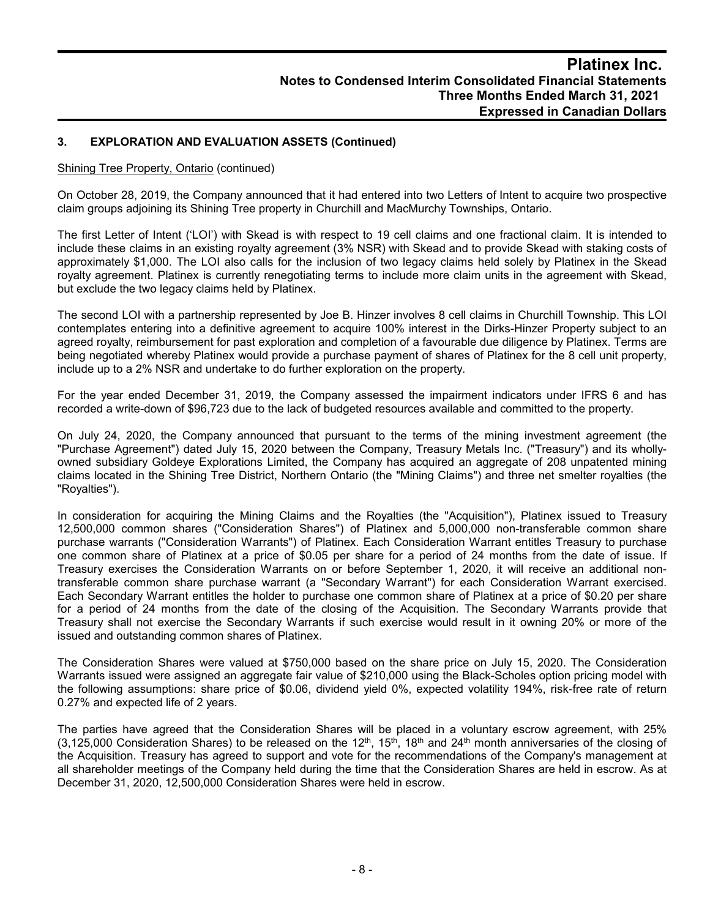### 3. EXPLORATION AND EVALUATION ASSETS (Continued)

Shining Tree Property, Ontario (continued)

On October 28, 2019, the Company announced that it had entered into two Letters of Intent to acquire two prospective claim groups adjoining its Shining Tree property in Churchill and MacMurchy Townships, Ontario.

The first Letter of Intent ('LOI') with Skead is with respect to 19 cell claims and one fractional claim. It is intended to include these claims in an existing royalty agreement (3% NSR) with Skead and to provide Skead with staking costs of approximately $1,000. The LOI also calls for the inclusion of two legacy claims held solely by Platinex in the Skead royalty agreement. Platinex is currently renegotiating terms to include more claim units in the agreement with Skead, but exclude the two legacy claims held by Platinex.

The second LOI with a partnership represented by Joe B. Hinzer involves 8 cell claims in Churchill Township. This LOI contemplates entering into a definitive agreement to acquire 100% interest in the Dirks-Hinzer Property subject to an agreed royalty, reimbursement for past exploration and completion of a favourable due diligence by Platinex. Terms are being negotiated whereby Platinex would provide a purchase payment of shares of Platinex for the 8 cell unit property, include up to a 2% NSR and undertake to do further exploration on the property.

For the year ended December 31, 2019, the Company assessed the impairment indicators under IFRS 6 and has recorded a write-down of $96,723 due to the lack of budgeted resources available and committed to the property.

On July 24, 2020, the Company announced that pursuant to the terms of the mining investment agreement (the "Purchase Agreement") dated July 15, 2020 between the Company, Treasury Metals Inc. ("Treasury") and its wholly-owned subsidiary Goldeye Explorations Limited, the Company has acquired an aggregate of 208 unpatented mining claims located in the Shining Tree District, Northern Ontario (the "Mining Claims") and three net smelter royalties (the "Royalties").

In consideration for acquiring the Mining Claims and the Royalties (the "Acquisition"), Platinex issued to Treasury 12,500,000 common shares ("Consideration Shares") of Platinex and 5,000,000 non-transferable common share purchase warrants ("Consideration Warrants") of Platinex. Each Consideration Warrant entitles Treasury to purchase one common share of Platinex at a price of $0.05 per share for a period of 24 months from the date of issue. If Treasury exercises the Consideration Warrants on or before September 1, 2020, it will receive an additional non-transferable common share purchase warrant (a "Secondary Warrant") for each Consideration Warrant exercised. Each Secondary Warrant entitles the holder to purchase one common share of Platinex at a price of $0.20 per share for a period of 24 months from the date of the closing of the Acquisition. The Secondary Warrants provide that Treasury shall not exercise the Secondary Warrants if such exercise would result in it owning 20% or more of the issued and outstanding common shares of Platinex.

The Consideration Shares were valued at $750,000 based on the share price on July 15, 2020. The Consideration Warrants issued were assigned an aggregate fair value of $210,000 using the Black-Scholes option pricing model with the following assumptions: share price of $0.06, dividend yield 0%, expected volatility 194%, risk-free rate of return 0.27% and expected life of 2 years.

The parties have agreed that the Consideration Shares will be placed in a voluntary escrow agreement, with 25% (3,125,000 Consideration Shares) to be released on the 12th, 15th, 18th and 24th month anniversaries of the closing of the Acquisition. Treasury has agreed to support and vote for the recommendations of the Company's management at all shareholder meetings of the Company held during the time that the Consideration Shares are held in escrow. As at December 31, 2020, 12,500,000 Consideration Shares were held in escrow.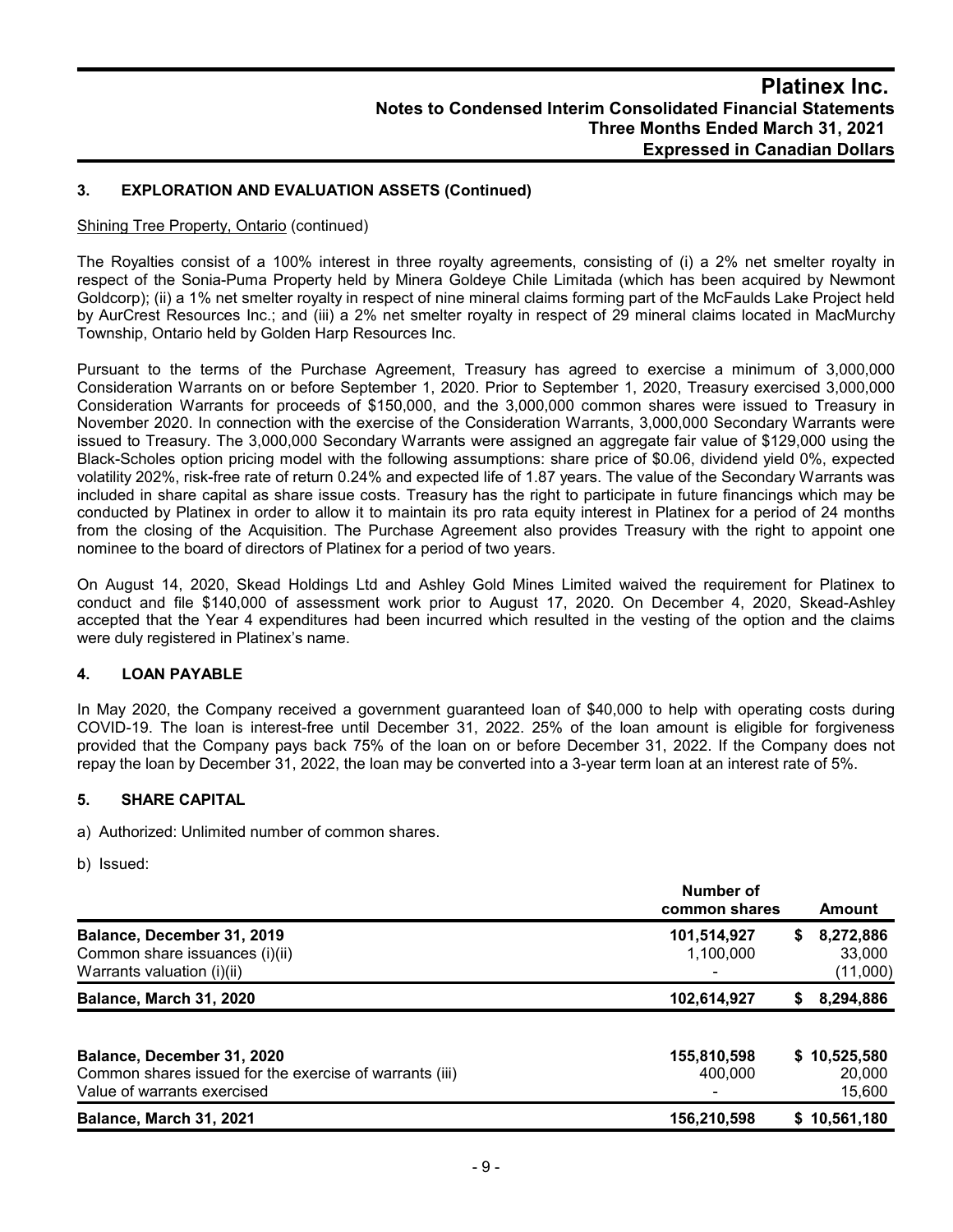## 3. EXPLORATION AND EVALUATION ASSETS (Continued)

Shining Tree Property, Ontario (continued)

The Royalties consist of a 100% interest in three royalty agreements, consisting of (i) a 2% net smelter royalty in respect of the Sonia-Puma Property held by Minera Goldeye Chile Limitada (which has been acquired by Newmont Goldcorp); (ii) a 1% net smelter royalty in respect of nine mineral claims forming part of the McFaulds Lake Project held by AurCrest Resources Inc.; and (iii) a 2% net smelter royalty in respect of 29 mineral claims located in MacMurchy Township, Ontario held by Golden Harp Resources Inc.

Pursuant to the terms of the Purchase Agreement, Treasury has agreed to exercise a minimum of 3,000,000 Consideration Warrants on or before September 1, 2020. Prior to September 1, 2020, Treasury exercised 3,000,000 Consideration Warrants for proceeds of $150,000, and the 3,000,000 common shares were issued to Treasury in November 2020. In connection with the exercise of the Consideration Warrants, 3,000,000 Secondary Warrants were issued to Treasury. The 3,000,000 Secondary Warrants were assigned an aggregate fair value of $129,000 using the Black-Scholes option pricing model with the following assumptions: share price of $0.06, dividend yield 0%, expected volatility 202%, risk-free rate of return 0.24% and expected life of 1.87 years. The value of the Secondary Warrants was included in share capital as share issue costs. Treasury has the right to participate in future financings which may be conducted by Platinex in order to allow it to maintain its pro rata equity interest in Platinex for a period of 24 months from the closing of the Acquisition. The Purchase Agreement also provides Treasury with the right to appoint one nominee to the board of directors of Platinex for a period of two years.

On August 14, 2020, Skead Holdings Ltd and Ashley Gold Mines Limited waived the requirement for Platinex to conduct and file $140,000 of assessment work prior to August 17, 2020. On December 4, 2020, Skead-Ashley accepted that the Year 4 expenditures had been incurred which resulted in the vesting of the option and the claims were duly registered in Platinex's name.

## 4. LOAN PAYABLE

In May 2020, the Company received a government guaranteed loan of $40,000 to help with operating costs during COVID-19. The loan is interest-free until December 31, 2022. 25% of the loan amount is eligible for forgiveness provided that the Company pays back 75% of the loan on or before December 31, 2022. If the Company does not repay the loan by December 31, 2022, the loan may be converted into a 3-year term loan at an interest rate of 5%.

## 5. SHARE CAPITAL

a) Authorized: Unlimited number of common shares.

b) Issued:

| | Number of common shares | Amount |
|---|---|---|
| **Balance, December 31, 2019** | **101,514,927** | **$ 8,272,886** |
| Common share issuances (i)(ii) | 1,100,000 | 33,000 |
| Warrants valuation (i)(ii) | - | (11,000) |
| **Balance, March 31, 2020** | **102,614,927** | **$ 8,294,886** |
| | | |
| **Balance, December 31, 2020** | **155,810,598** | **$ 10,525,580** |
| Common shares issued for the exercise of warrants (iii) | 400,000 | 20,000 |
| Value of warrants exercised | - | 15,600 |
| **Balance, March 31, 2021** | **156,210,598** | **$ 10,561,180** |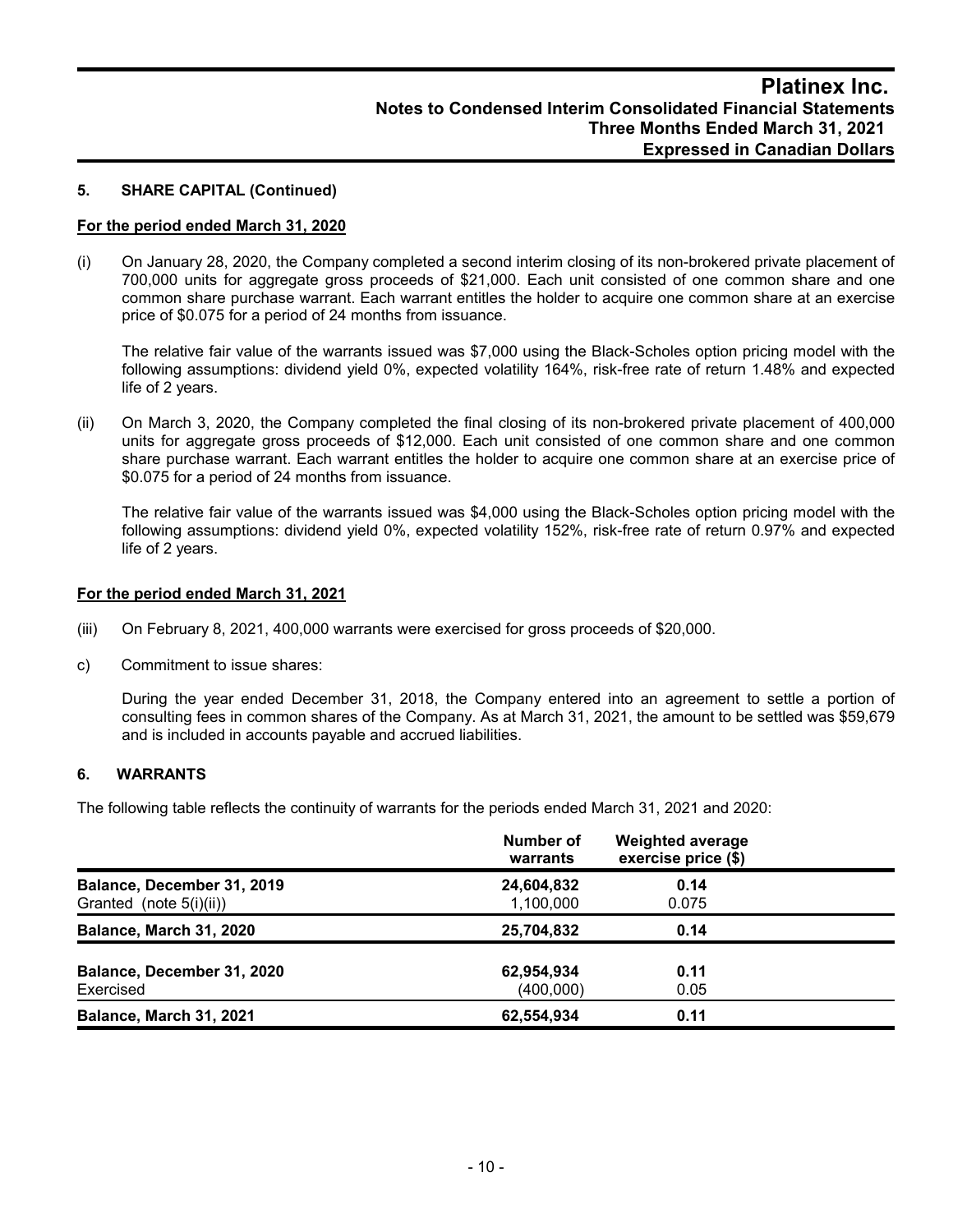## 5. SHARE CAPITAL (Continued)

**For the period ended March 31, 2020**

(i) On January 28, 2020, the Company completed a second interim closing of its non-brokered private placement of 700,000 units for aggregate gross proceeds of $21,000. Each unit consisted of one common share and one common share purchase warrant. Each warrant entitles the holder to acquire one common share at an exercise price of $0.075 for a period of 24 months from issuance.

The relative fair value of the warrants issued was $7,000 using the Black-Scholes option pricing model with the following assumptions: dividend yield 0%, expected volatility 164%, risk-free rate of return 1.48% and expected life of 2 years.

(ii) On March 3, 2020, the Company completed the final closing of its non-brokered private placement of 400,000 units for aggregate gross proceeds of $12,000. Each unit consisted of one common share and one common share purchase warrant. Each warrant entitles the holder to acquire one common share at an exercise price of $0.075 for a period of 24 months from issuance.

The relative fair value of the warrants issued was $4,000 using the Black-Scholes option pricing model with the following assumptions: dividend yield 0%, expected volatility 152%, risk-free rate of return 0.97% and expected life of 2 years.

**For the period ended March 31, 2021**

(iii) On February 8, 2021, 400,000 warrants were exercised for gross proceeds of $20,000.

c) Commitment to issue shares:

During the year ended December 31, 2018, the Company entered into an agreement to settle a portion of consulting fees in common shares of the Company. As at March 31, 2021, the amount to be settled was $59,679 and is included in accounts payable and accrued liabilities.

## 6. WARRANTS

The following table reflects the continuity of warrants for the periods ended March 31, 2021 and 2020:

| | Number of warrants | Weighted average exercise price ($) |
|---|---|---|
| **Balance, December 31, 2019** | **24,604,832** | **0.14** |
| Granted (note 5(i)(ii)) | 1,100,000 | 0.075 |
| **Balance, March 31, 2020** | **25,704,832** | **0.14** |
| **Balance, December 31, 2020** | **62,954,934** | **0.11** |
| Exercised | (400,000) | 0.05 |
| **Balance, March 31, 2021** | **62,554,934** | **0.11** |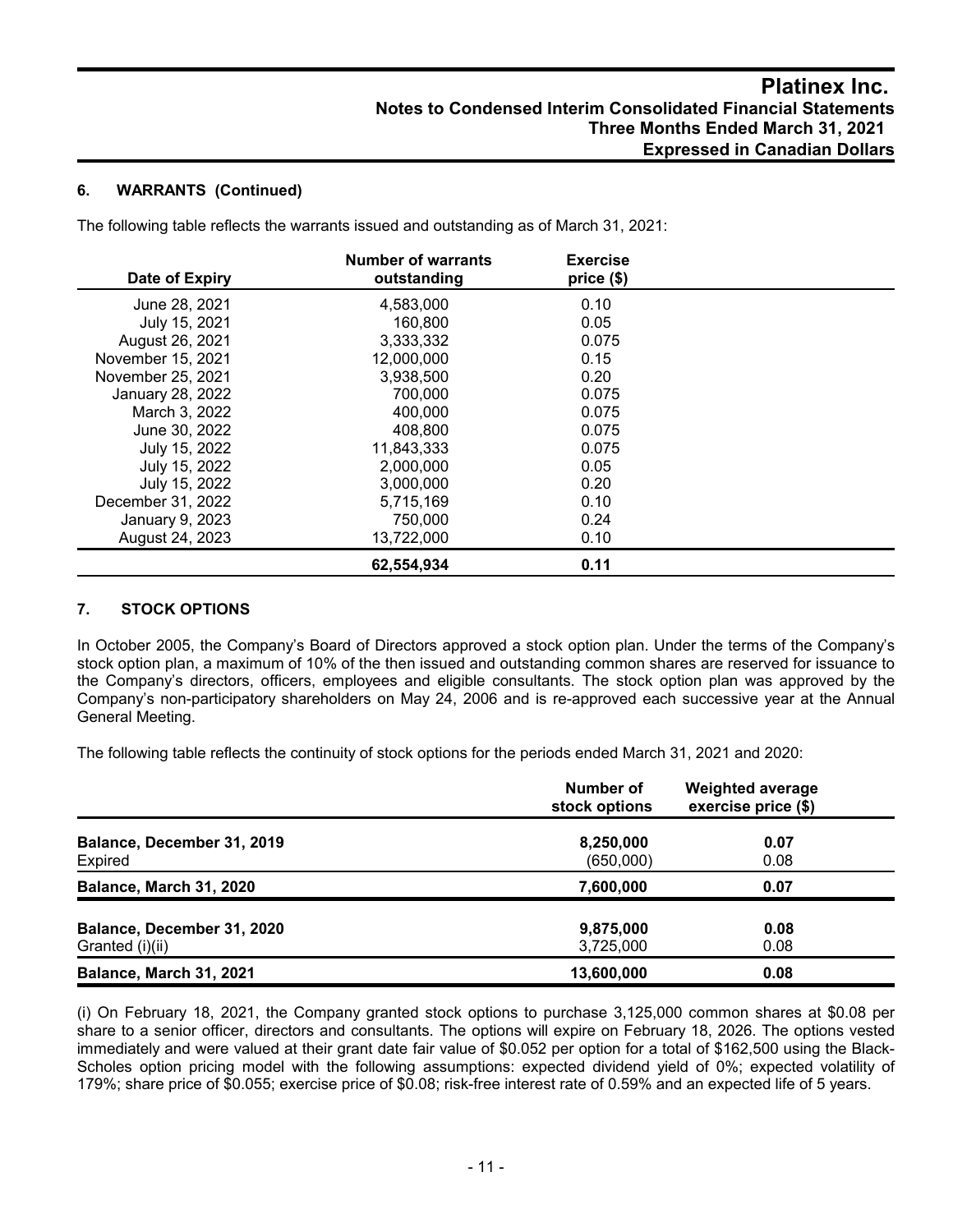## 6. WARRANTS (Continued)

The following table reflects the warrants issued and outstanding as of March 31, 2021:

| Date of Expiry | Number of warrants outstanding | Exercise price ($) |
|---|---|---|
| June 28, 2021 | 4,583,000 | 0.10 |
| July 15, 2021 | 160,800 | 0.05 |
| August 26, 2021 | 3,333,332 | 0.075 |
| November 15, 2021 | 12,000,000 | 0.15 |
| November 25, 2021 | 3,938,500 | 0.20 |
| January 28, 2022 | 700,000 | 0.075 |
| March 3, 2022 | 400,000 | 0.075 |
| June 30, 2022 | 408,800 | 0.075 |
| July 15, 2022 | 11,843,333 | 0.075 |
| July 15, 2022 | 2,000,000 | 0.05 |
| July 15, 2022 | 3,000,000 | 0.20 |
| December 31, 2022 | 5,715,169 | 0.10 |
| January 9, 2023 | 750,000 | 0.24 |
| August 24, 2023 | 13,722,000 | 0.10 |
| | **62,554,934** | **0.11** |

## 7. STOCK OPTIONS

In October 2005, the Company's Board of Directors approved a stock option plan. Under the terms of the Company's stock option plan, a maximum of 10% of the then issued and outstanding common shares are reserved for issuance to the Company's directors, officers, employees and eligible consultants. The stock option plan was approved by the Company's non-participatory shareholders on May 24, 2006 and is re-approved each successive year at the Annual General Meeting.

The following table reflects the continuity of stock options for the periods ended March 31, 2021 and 2020:

| | Number of stock options | Weighted average exercise price ($) |
|---|---|---|
| **Balance, December 31, 2019** | **8,250,000** | **0.07** |
| Expired | (650,000) | 0.08 |
| **Balance, March 31, 2020** | **7,600,000** | **0.07** |
| **Balance, December 31, 2020** | **9,875,000** | **0.08** |
| Granted (i)(ii) | 3,725,000 | 0.08 |
| **Balance, March 31, 2021** | **13,600,000** | **0.08** |

(i) On February 18, 2021, the Company granted stock options to purchase 3,125,000 common shares at $0.08 per share to a senior officer, directors and consultants. The options will expire on February 18, 2026. The options vested immediately and were valued at their grant date fair value of $0.052 per option for a total of $162,500 using the Black-Scholes option pricing model with the following assumptions: expected dividend yield of 0%; expected volatility of 179%; share price of $0.055; exercise price of $0.08; risk-free interest rate of 0.59% and an expected life of 5 years.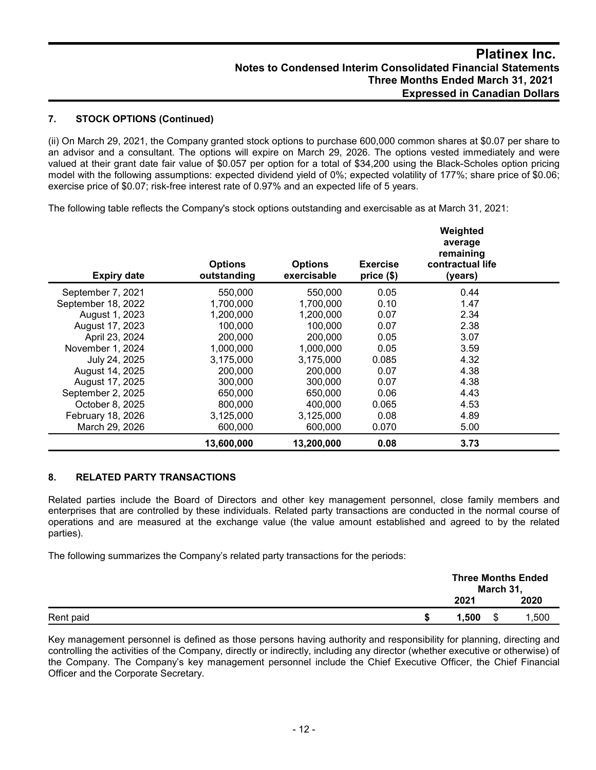## 7. STOCK OPTIONS (Continued)

(ii) On March 29, 2021, the Company granted stock options to purchase 600,000 common shares at $0.07 per share to an advisor and a consultant. The options will expire on March 29, 2026. The options vested immediately and were valued at their grant date fair value of $0.057 per option for a total of $34,200 using the Black-Scholes option pricing model with the following assumptions: expected dividend yield of 0%; expected volatility of 177%; share price of $0.06; exercise price of $0.07; risk-free interest rate of 0.97% and an expected life of 5 years.

The following table reflects the Company's stock options outstanding and exercisable as at March 31, 2021:

| Expiry date | Options outstanding | Options exercisable | Exercise price ($) | Weighted average remaining contractual life (years) |
|---|---|---|---|---|
| September 7, 2021 | 550,000 | 550,000 | 0.05 | 0.44 |
| September 18, 2022 | 1,700,000 | 1,700,000 | 0.10 | 1.47 |
| August 1, 2023 | 1,200,000 | 1,200,000 | 0.07 | 2.34 |
| August 17, 2023 | 100,000 | 100,000 | 0.07 | 2.38 |
| April 23, 2024 | 200,000 | 200,000 | 0.05 | 3.07 |
| November 1, 2024 | 1,000,000 | 1,000,000 | 0.05 | 3.59 |
| July 24, 2025 | 3,175,000 | 3,175,000 | 0.085 | 4.32 |
| August 14, 2025 | 200,000 | 200,000 | 0.07 | 4.38 |
| August 17, 2025 | 300,000 | 300,000 | 0.07 | 4.38 |
| September 2, 2025 | 650,000 | 650,000 | 0.06 | 4.43 |
| October 8, 2025 | 800,000 | 400,000 | 0.065 | 4.53 |
| February 18, 2026 | 3,125,000 | 3,125,000 | 0.08 | 4.89 |
| March 29, 2026 | 600,000 | 600,000 | 0.070 | 5.00 |
| | **13,600,000** | **13,200,000** | **0.08** | **3.73** |

## 8. RELATED PARTY TRANSACTIONS

Related parties include the Board of Directors and other key management personnel, close family members and enterprises that are controlled by these individuals. Related party transactions are conducted in the normal course of operations and are measured at the exchange value (the value amount established and agreed to by the related parties).

The following summarizes the Company's related party transactions for the periods:

| | Three Months Ended March 31, | |
|---|---|---|
| | 2021 | 2020 |
| Rent paid | $ **1,500** | $ 1,500 |

Key management personnel is defined as those persons having authority and responsibility for planning, directing and controlling the activities of the Company, directly or indirectly, including any director (whether executive or otherwise) of the Company. The Company's key management personnel include the Chief Executive Officer, the Chief Financial Officer and the Corporate Secretary.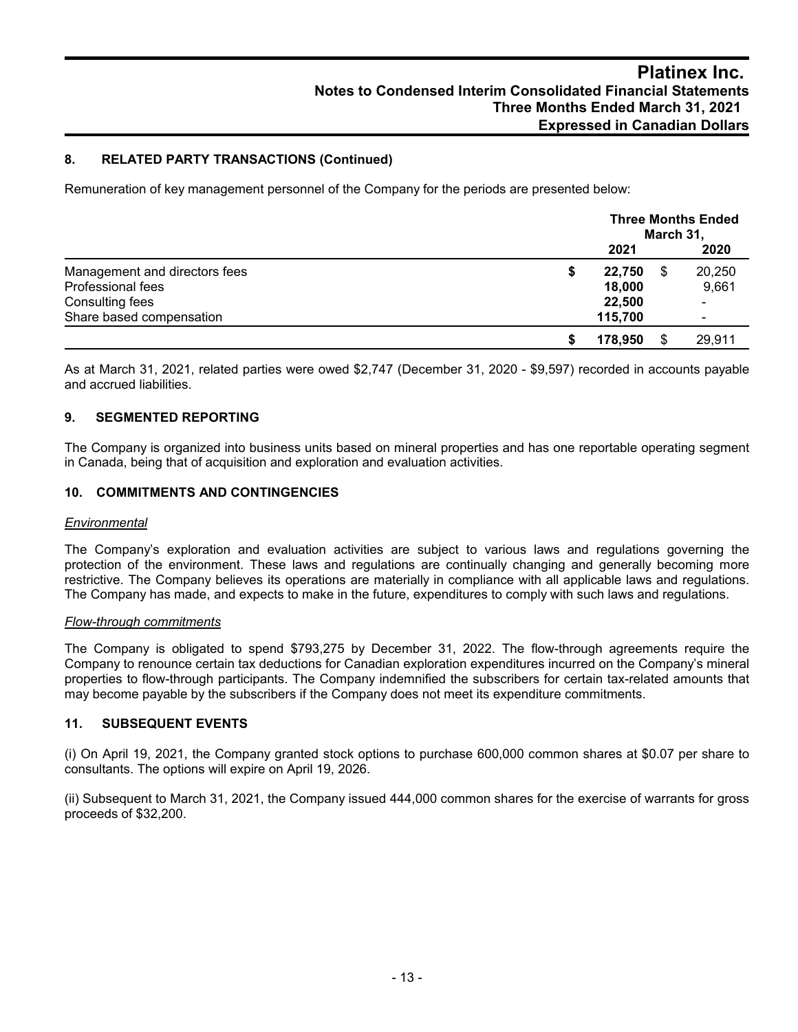## 8. RELATED PARTY TRANSACTIONS (Continued)

Remuneration of key management personnel of the Company for the periods are presented below:

| | Three Months Ended March 31, 2021 | Three Months Ended March 31, 2020 |
|---|---|---|
| Management and directors fees | $ **22,750** | $ 20,250 |
| Professional fees | **18,000** | 9,661 |
| Consulting fees | **22,500** | - |
| Share based compensation | **115,700** | - |
| | $ **178,950** | $ 29,911 |

As at March 31, 2021, related parties were owed $2,747 (December 31, 2020 - $9,597) recorded in accounts payable and accrued liabilities.

## 9. SEGMENTED REPORTING

The Company is organized into business units based on mineral properties and has one reportable operating segment in Canada, being that of acquisition and exploration and evaluation activities.

## 10. COMMITMENTS AND CONTINGENCIES

*Environmental*

The Company's exploration and evaluation activities are subject to various laws and regulations governing the protection of the environment. These laws and regulations are continually changing and generally becoming more restrictive. The Company believes its operations are materially in compliance with all applicable laws and regulations. The Company has made, and expects to make in the future, expenditures to comply with such laws and regulations.

*Flow-through commitments*

The Company is obligated to spend $793,275 by December 31, 2022. The flow-through agreements require the Company to renounce certain tax deductions for Canadian exploration expenditures incurred on the Company's mineral properties to flow-through participants. The Company indemnified the subscribers for certain tax-related amounts that may become payable by the subscribers if the Company does not meet its expenditure commitments.

## 11. SUBSEQUENT EVENTS

(i) On April 19, 2021, the Company granted stock options to purchase 600,000 common shares at $0.07 per share to consultants. The options will expire on April 19, 2026.

(ii) Subsequent to March 31, 2021, the Company issued 444,000 common shares for the exercise of warrants for gross proceeds of $32,200.